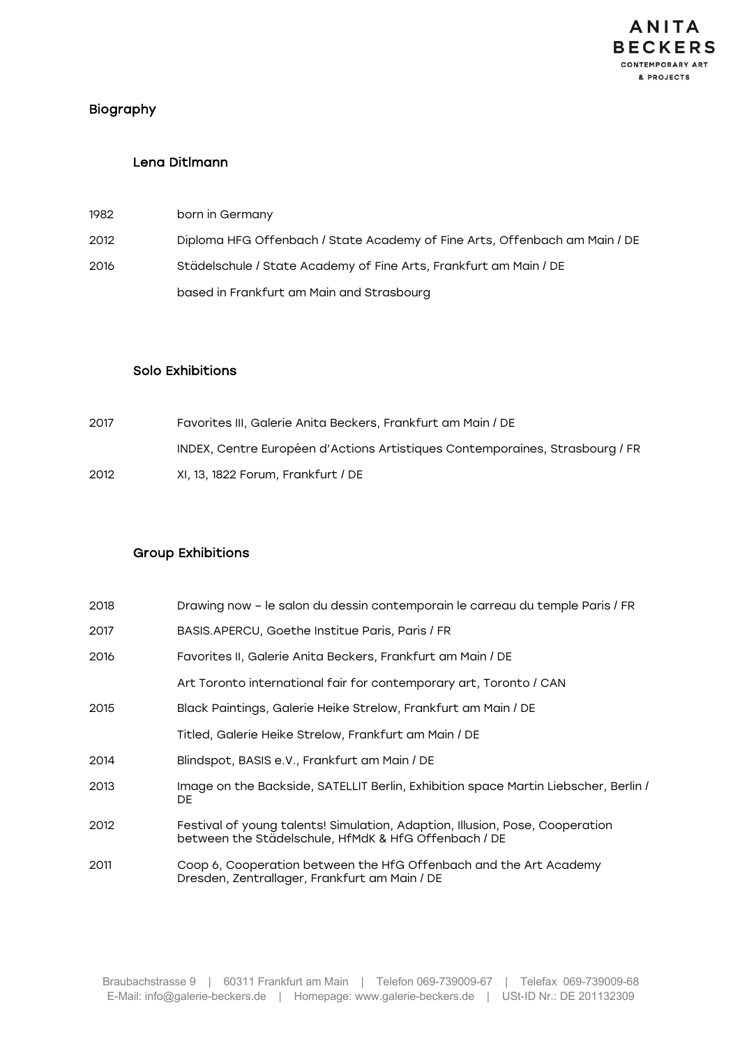# Biography

## Lena Ditlmann

1982 born in Germany

2012 Diploma HFG Offenbach / State Academy of Fine Arts, Offenbach am Main / DE

2016 Städelschule / State Academy of Fine Arts, Frankfurt am Main / DE

based in Frankfurt am Main and Strasbourg

## Solo Exhibitions

2017 Favorites III, Galerie Anita Beckers, Frankfurt am Main / DE

INDEX, Centre Européen d'Actions Artistiques Contemporaines, Strasbourg / FR

2012 XI, 13, 1822 Forum, Frankfurt / DE

## Group Exhibitions

2018 Drawing now – le salon du dessin contemporain le carreau du temple Paris / FR

2017 BASIS.APERCU, Goethe Institue Paris, Paris / FR

2016 Favorites II, Galerie Anita Beckers, Frankfurt am Main / DE

Art Toronto international fair for contemporary art, Toronto / CAN

2015 Black Paintings, Galerie Heike Strelow, Frankfurt am Main / DE

Titled, Galerie Heike Strelow, Frankfurt am Main / DE

2014 Blindspot, BASIS e.V., Frankfurt am Main / DE

2013 Image on the Backside, SATELLIT Berlin, Exhibition space Martin Liebscher, Berlin / DE

2012 Festival of young talents! Simulation, Adaption, Illusion, Pose, Cooperation between the Städelschule, HfMdK & HfG Offenbach / DE

2011 Coop 6, Cooperation between the HfG Offenbach and the Art Academy Dresden, Zentrallager, Frankfurt am Main / DE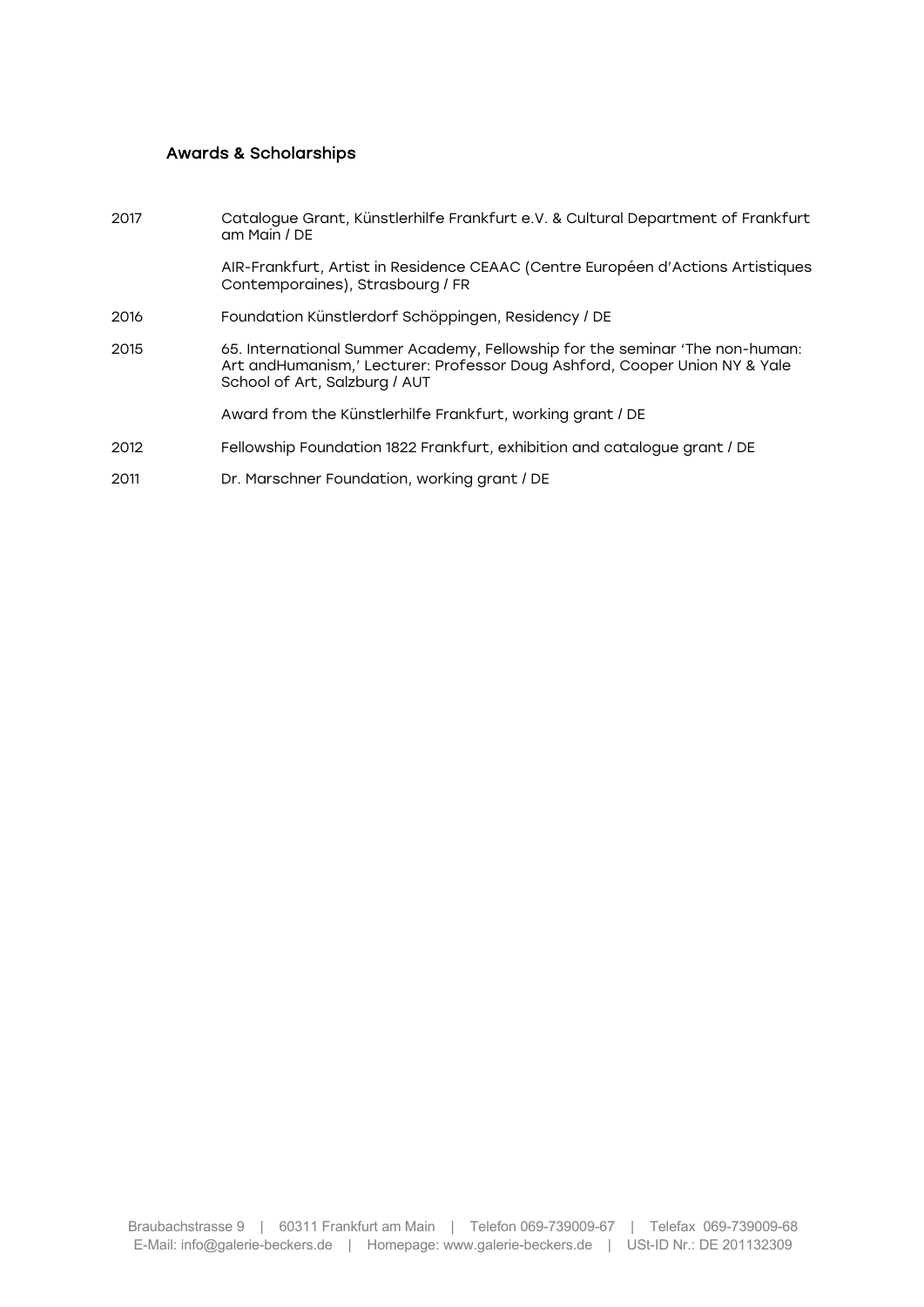## Awards & Scholarships

| | |
|---|---|
| 2017 | Catalogue Grant, Künstlerhilfe Frankfurt e.V. & Cultural Department of Frankfurt am Main / DE |
| | AIR-Frankfurt, Artist in Residence CEAAC (Centre Européen d'Actions Artistiques Contemporaines), Strasbourg / FR |
| 2016 | Foundation Künstlerdorf Schöppingen, Residency / DE |
| 2015 | 65. International Summer Academy, Fellowship for the seminar 'The non-human: Art andHumanism,' Lecturer: Professor Doug Ashford, Cooper Union NY & Yale School of Art, Salzburg / AUT |
| | Award from the Künstlerhilfe Frankfurt, working grant / DE |
| 2012 | Fellowship Foundation 1822 Frankfurt, exhibition and catalogue grant / DE |
| 2011 | Dr. Marschner Foundation, working grant / DE |

Braubachstrasse 9 | 60311 Frankfurt am Main | Telefon 069-739009-67 | Telefax 069-739009-68
E-Mail: info@galerie-beckers.de | Homepage: www.galerie-beckers.de | USt-ID Nr.: DE 201132309